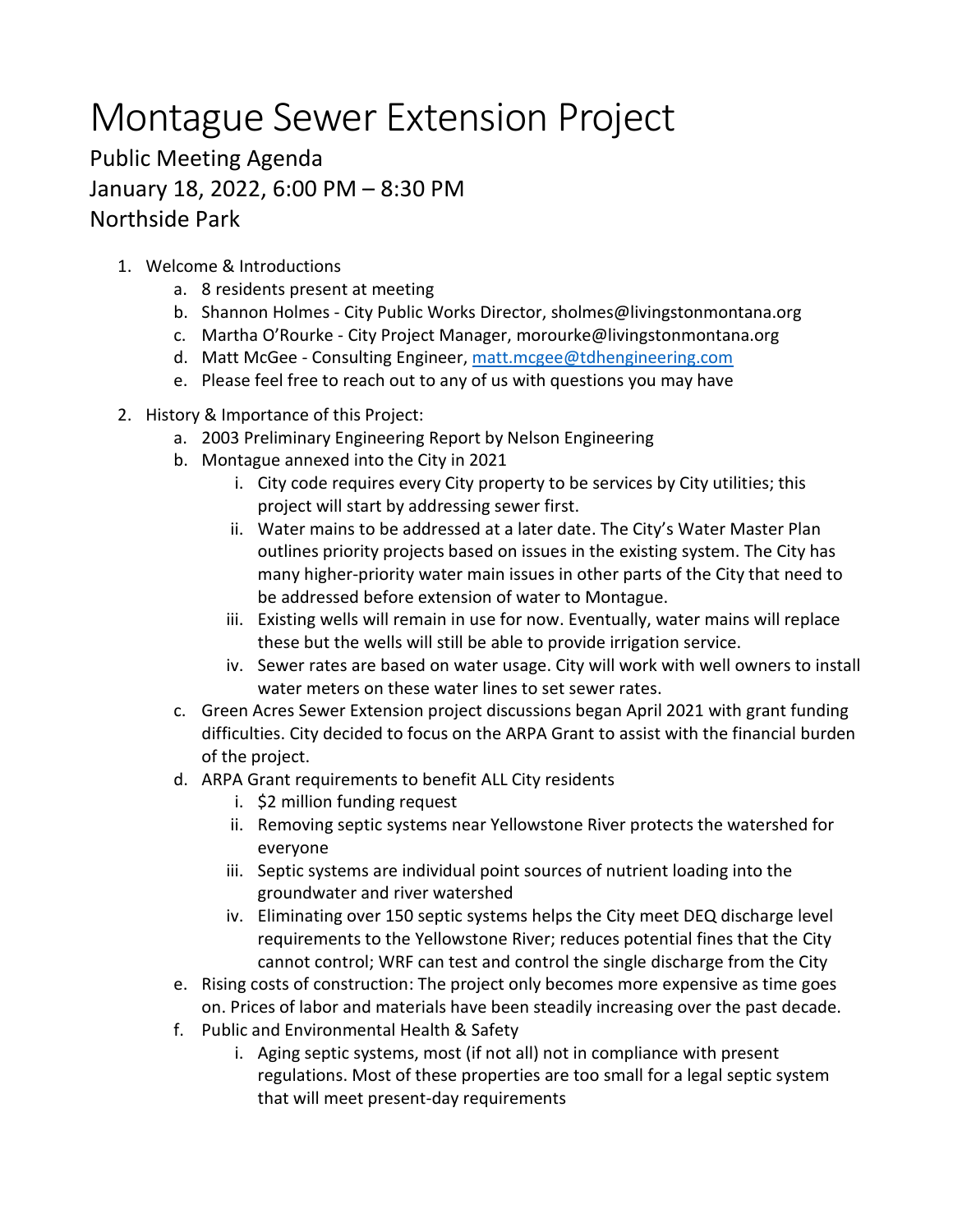# Montague Sewer Extension Project

Public Meeting Agenda
January 18, 2022, 6:00 PM – 8:30 PM
Northside Park

1. Welcome & Introductions
    a. 8 residents present at meeting
    b. Shannon Holmes - City Public Works Director, sholmes@livingstonmontana.org
    c. Martha O'Rourke - City Project Manager, morourke@livingstonmontana.org
    d. Matt McGee - Consulting Engineer, [matt.mcgee@tdhengineering.com](mailto:matt.mcgee@tdhengineering.com)
    e. Please feel free to reach out to any of us with questions you may have
2. History & Importance of this Project:
    a. 2003 Preliminary Engineering Report by Nelson Engineering
    b. Montague annexed into the City in 2021
        i. City code requires every City property to be services by City utilities; this project will start by addressing sewer first.
        ii. Water mains to be addressed at a later date. The City's Water Master Plan outlines priority projects based on issues in the existing system. The City has many higher-priority water main issues in other parts of the City that need to be addressed before extension of water to Montague.
        iii. Existing wells will remain in use for now. Eventually, water mains will replace these but the wells will still be able to provide irrigation service.
        iv. Sewer rates are based on water usage. City will work with well owners to install water meters on these water lines to set sewer rates.
    c. Green Acres Sewer Extension project discussions began April 2021 with grant funding difficulties. City decided to focus on the ARPA Grant to assist with the financial burden of the project.
    d. ARPA Grant requirements to benefit ALL City residents
        i. $2 million funding request
        ii. Removing septic systems near Yellowstone River protects the watershed for everyone
        iii. Septic systems are individual point sources of nutrient loading into the groundwater and river watershed
        iv. Eliminating over 150 septic systems helps the City meet DEQ discharge level requirements to the Yellowstone River; reduces potential fines that the City cannot control; WRF can test and control the single discharge from the City
    e. Rising costs of construction: The project only becomes more expensive as time goes on. Prices of labor and materials have been steadily increasing over the past decade.
    f. Public and Environmental Health & Safety
        i. Aging septic systems, most (if not all) not in compliance with present regulations. Most of these properties are too small for a legal septic system that will meet present-day requirements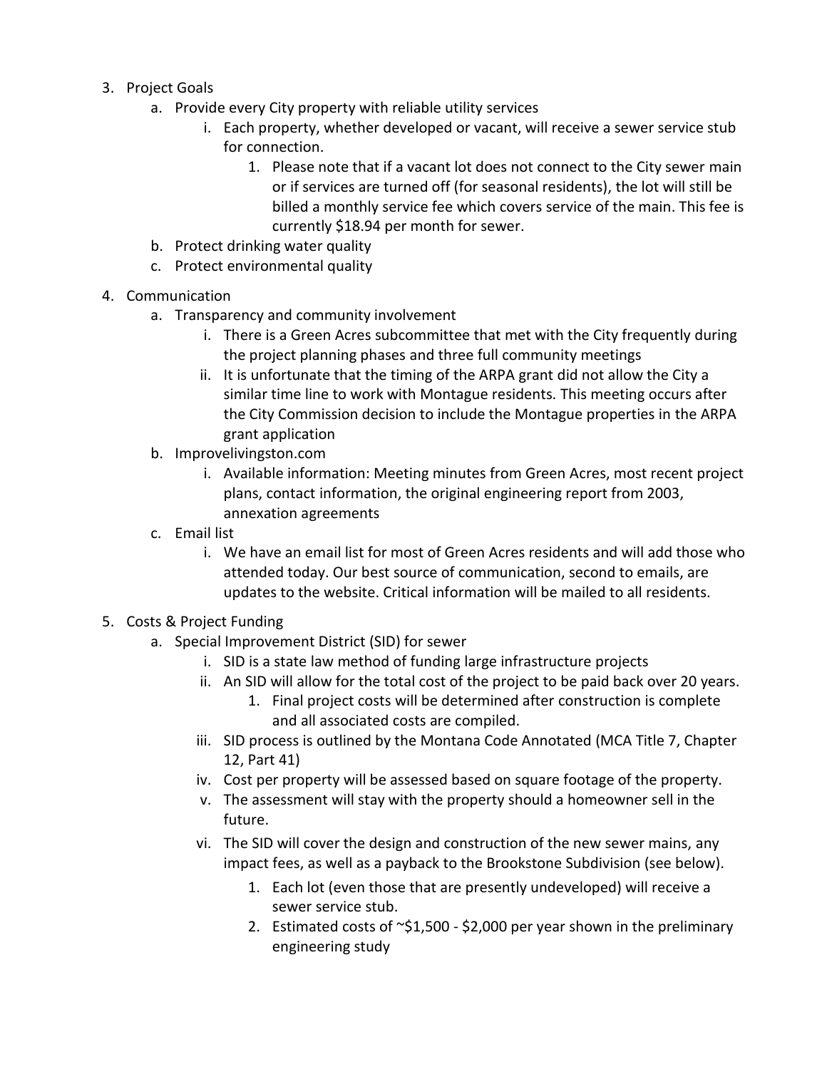3. Project Goals
    a. Provide every City property with reliable utility services
        i. Each property, whether developed or vacant, will receive a sewer service stub for connection.
            1. Please note that if a vacant lot does not connect to the City sewer main or if services are turned off (for seasonal residents), the lot will still be billed a monthly service fee which covers service of the main. This fee is currently $18.94 per month for sewer.
    b. Protect drinking water quality
    c. Protect environmental quality
4. Communication
    a. Transparency and community involvement
        i. There is a Green Acres subcommittee that met with the City frequently during the project planning phases and three full community meetings
        ii. It is unfortunate that the timing of the ARPA grant did not allow the City a similar time line to work with Montague residents. This meeting occurs after the City Commission decision to include the Montague properties in the ARPA grant application
    b. Improvelivingston.com
        i. Available information: Meeting minutes from Green Acres, most recent project plans, contact information, the original engineering report from 2003, annexation agreements
    c. Email list
        i. We have an email list for most of Green Acres residents and will add those who attended today. Our best source of communication, second to emails, are updates to the website. Critical information will be mailed to all residents.
5. Costs & Project Funding
    a. Special Improvement District (SID) for sewer
        i. SID is a state law method of funding large infrastructure projects
        ii. An SID will allow for the total cost of the project to be paid back over 20 years.
            1. Final project costs will be determined after construction is complete and all associated costs are compiled.
        iii. SID process is outlined by the Montana Code Annotated (MCA Title 7, Chapter 12, Part 41)
        iv. Cost per property will be assessed based on square footage of the property.
        v. The assessment will stay with the property should a homeowner sell in the future.
        vi. The SID will cover the design and construction of the new sewer mains, any impact fees, as well as a payback to the Brookstone Subdivision (see below).
            1. Each lot (even those that are presently undeveloped) will receive a sewer service stub.
            2. Estimated costs of ~$1,500 - $2,000 per year shown in the preliminary engineering study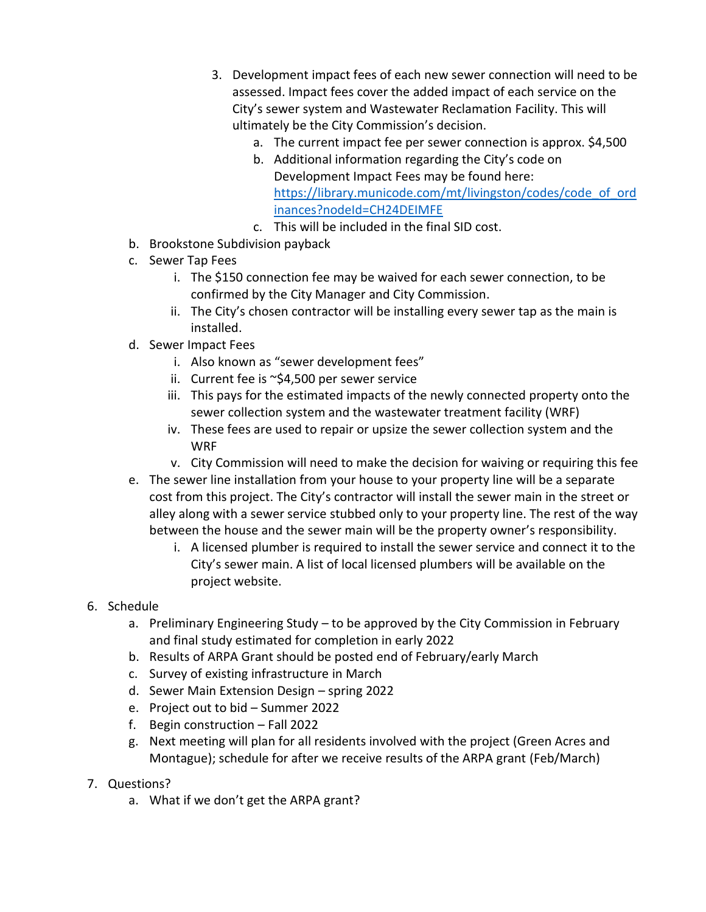3. Development impact fees of each new sewer connection will need to be assessed. Impact fees cover the added impact of each service on the City's sewer system and Wastewater Reclamation Facility. This will ultimately be the City Commission's decision.
    a. The current impact fee per sewer connection is approx. $4,500
    b. Additional information regarding the City's code on Development Impact Fees may be found here: [https://library.municode.com/mt/livingston/codes/code_of_ordinances?nodeId=CH24DEIMFE](https://library.municode.com/mt/livingston/codes/code_of_ordinances?nodeId=CH24DEIMFE)
    c. This will be included in the final SID cost.

b. Brookstone Subdivision payback

c. Sewer Tap Fees
    i. The $150 connection fee may be waived for each sewer connection, to be confirmed by the City Manager and City Commission.
    ii. The City's chosen contractor will be installing every sewer tap as the main is installed.

d. Sewer Impact Fees
    i. Also known as "sewer development fees"
    ii. Current fee is ~$4,500 per sewer service
    iii. This pays for the estimated impacts of the newly connected property onto the sewer collection system and the wastewater treatment facility (WRF)
    iv. These fees are used to repair or upsize the sewer collection system and the WRF
    v. City Commission will need to make the decision for waiving or requiring this fee

e. The sewer line installation from your house to your property line will be a separate cost from this project. The City's contractor will install the sewer main in the street or alley along with a sewer service stubbed only to your property line. The rest of the way between the house and the sewer main will be the property owner's responsibility.
    i. A licensed plumber is required to install the sewer service and connect it to the City's sewer main. A list of local licensed plumbers will be available on the project website.

6. Schedule
    a. Preliminary Engineering Study – to be approved by the City Commission in February and final study estimated for completion in early 2022
    b. Results of ARPA Grant should be posted end of February/early March
    c. Survey of existing infrastructure in March
    d. Sewer Main Extension Design – spring 2022
    e. Project out to bid – Summer 2022
    f. Begin construction – Fall 2022
    g. Next meeting will plan for all residents involved with the project (Green Acres and Montague); schedule for after we receive results of the ARPA grant (Feb/March)

7. Questions?
    a. What if we don't get the ARPA grant?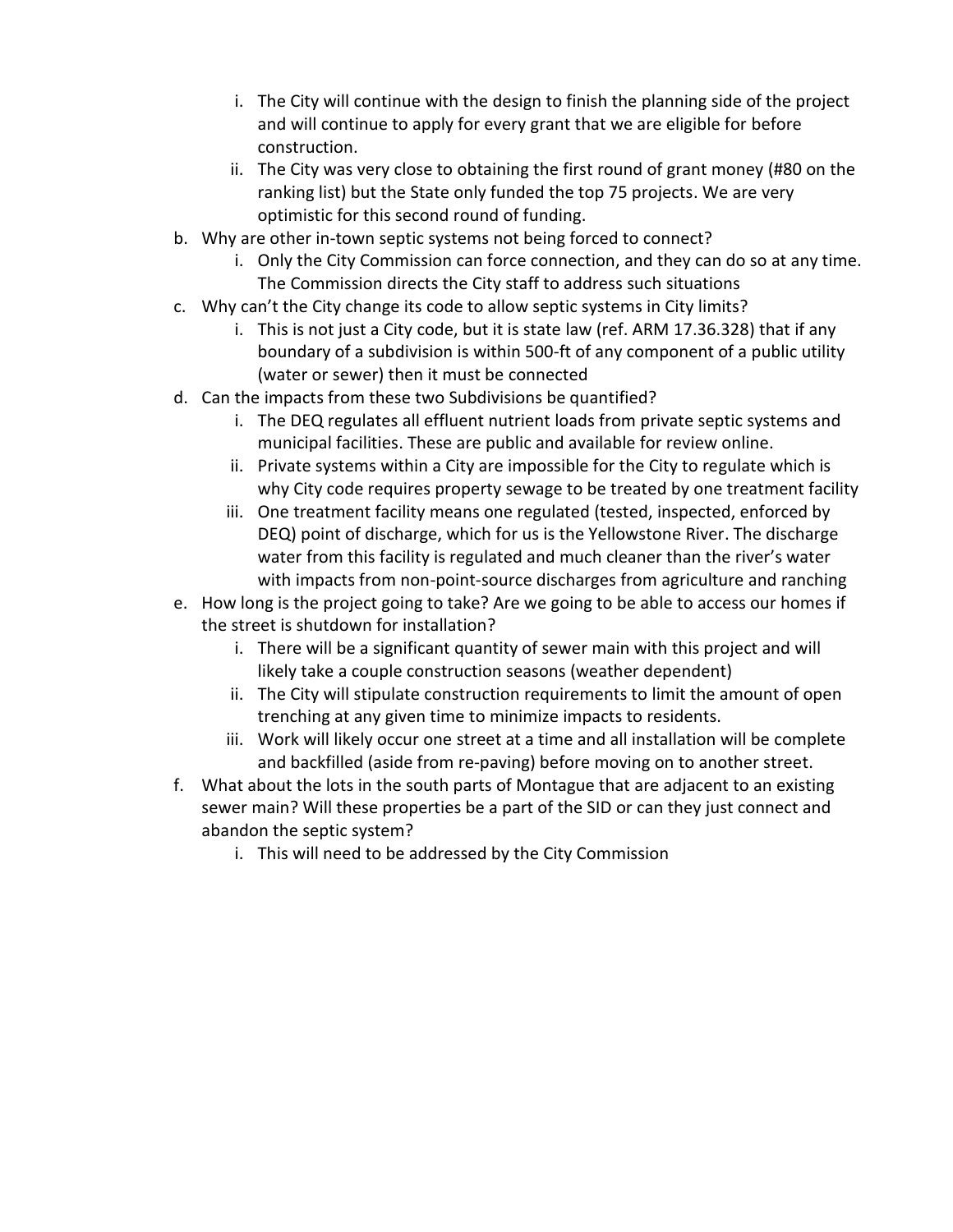i. The City will continue with the design to finish the planning side of the project and will continue to apply for every grant that we are eligible for before construction.
   ii. The City was very close to obtaining the first round of grant money (#80 on the ranking list) but the State only funded the top 75 projects. We are very optimistic for this second round of funding.

b. Why are other in-town septic systems not being forced to connect?
   i. Only the City Commission can force connection, and they can do so at any time. The Commission directs the City staff to address such situations

c. Why can't the City change its code to allow septic systems in City limits?
   i. This is not just a City code, but it is state law (ref. ARM 17.36.328) that if any boundary of a subdivision is within 500-ft of any component of a public utility (water or sewer) then it must be connected

d. Can the impacts from these two Subdivisions be quantified?
   i. The DEQ regulates all effluent nutrient loads from private septic systems and municipal facilities. These are public and available for review online.
   ii. Private systems within a City are impossible for the City to regulate which is why City code requires property sewage to be treated by one treatment facility
   iii. One treatment facility means one regulated (tested, inspected, enforced by DEQ) point of discharge, which for us is the Yellowstone River. The discharge water from this facility is regulated and much cleaner than the river's water with impacts from non-point-source discharges from agriculture and ranching

e. How long is the project going to take? Are we going to be able to access our homes if the street is shutdown for installation?
   i. There will be a significant quantity of sewer main with this project and will likely take a couple construction seasons (weather dependent)
   ii. The City will stipulate construction requirements to limit the amount of open trenching at any given time to minimize impacts to residents.
   iii. Work will likely occur one street at a time and all installation will be complete and backfilled (aside from re-paving) before moving on to another street.

f. What about the lots in the south parts of Montague that are adjacent to an existing sewer main? Will these properties be a part of the SID or can they just connect and abandon the septic system?
   i. This will need to be addressed by the City Commission